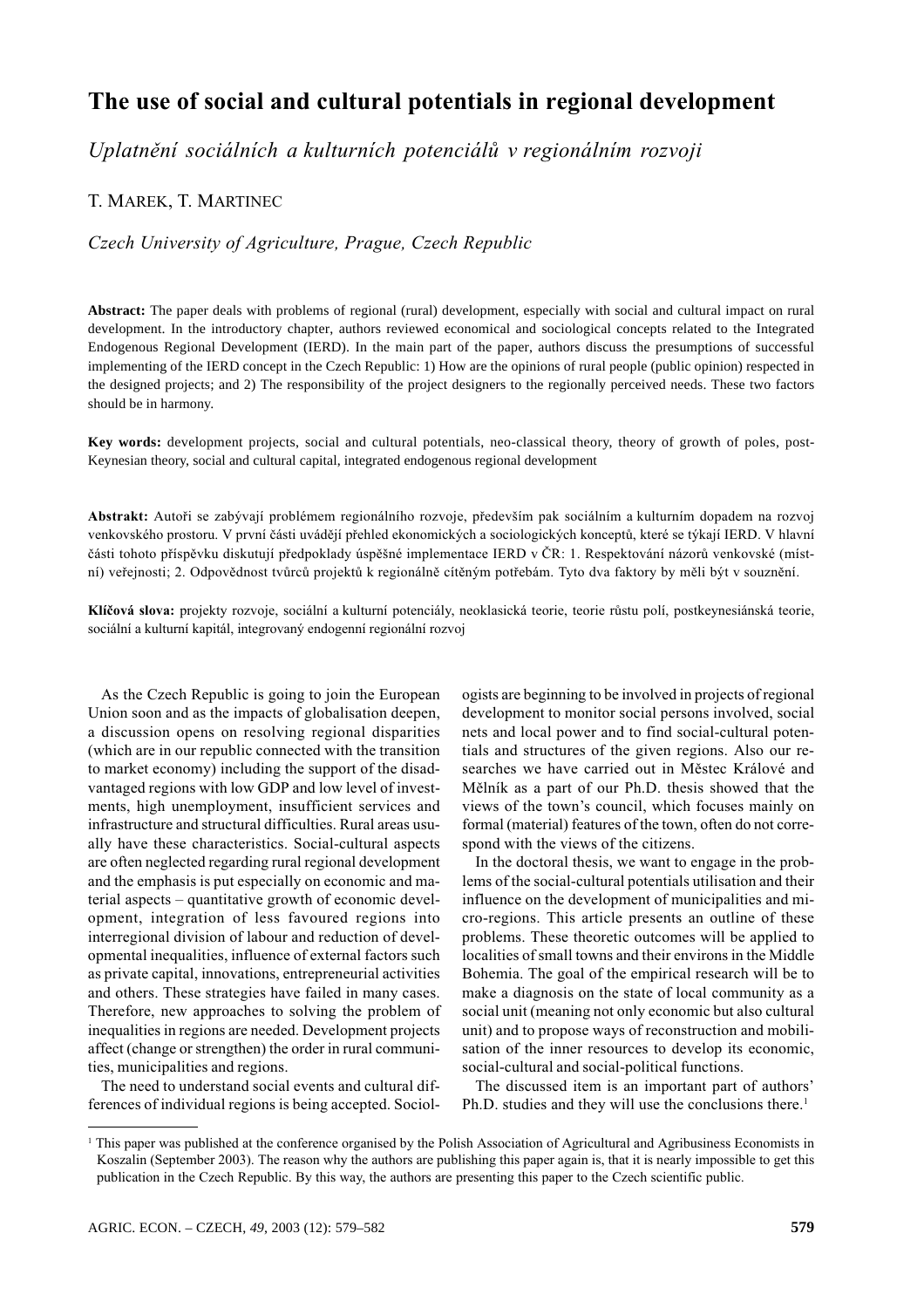# The use of social and cultural potentials in regional development

*Uplatnění sociálních a kulturních potenciálů v regionálním rozvoji*

T. MAREK, T. MARTINEC

*Czech University of Agriculture, Prague, Czech Republic*

**Abstract:** The paper deals with problems of regional (rural) development, especially with social and cultural impact on rural development. In the introductory chapter, authors reviewed economical and sociological concepts related to the Integrated Endogenous Regional Development (IERD). In the main part of the paper, authors discuss the presumptions of successful implementing of the IERD concept in the Czech Republic: 1) How are the opinions of rural people (public opinion) respected in the designed projects; and 2) The responsibility of the project designers to the regionally perceived needs. These two factors should be in harmony.

**Key words:** development projects, social and cultural potentials, neo-classical theory, theory of growth of poles, post-Keynesian theory, social and cultural capital, integrated endogenous regional development

**Abstrakt:** Autoři se zabývají problémem regionálního rozvoje, především pak sociálním a kulturním dopadem na rozvoj venkovského prostoru. V první části uvádějí přehled ekonomických a sociologických konceptů, které se týkají IERD. V hlavní části tohoto příspěvku diskutují předpoklady úspěšné implementace IERD v ČR: 1. Respektování názorů venkovské (místní) veřejnosti; 2. Odpovědnost tvůrců projektů k regionálně cítěným potřebám. Tyto dva faktory by měly být v souznění.

**Klíčová slova:** projekty rozvoje, sociální a kulturní potenciály, neoklasická teorie, teorie růstu polí, postkeynesiánská teorie, sociální a kulturní kapitál, integrovaný endogenní regionální rozvoj

As the Czech Republic is going to join the European Union soon and as the impacts of globalisation deepen, a discussion opens on resolving regional disparities (which are in our republic connected with the transition to market economy) including the support of the disadvantaged regions with low GDP and low level of investments, high unemployment, insufficient services and infrastructure and structural difficulties. Rural areas usually have these characteristics. Social-cultural aspects are often neglected regarding rural regional development and the emphasis is put especially on economic and material aspects – quantitative growth of economic development, integration of less favoured regions into interregional division of labour and reduction of developmental inequalities, influence of external factors such as private capital, innovations, entrepreneurial activities and others. These strategies have failed in many cases. Therefore, new approaches to solving the problem of inequalities in regions are needed. Development projects affect (change or strengthen) the order in rural communities, municipalities and regions.

The need to understand social events and cultural differences of individual regions is being accepted. Sociologists are beginning to be involved in projects of regional development to monitor social persons involved, social nets and local power and to find social-cultural potentials and structures of the given regions. Also our researches we have carried out in Městec Králové and Mělník as a part of our Ph.D. thesis showed that the views of the town's council, which focuses mainly on formal (material) features of the town, often do not correspond with the views of the citizens.

In the doctoral thesis, we want to engage in the problems of the social-cultural potentials utilisation and their influence on the development of municipalities and micro-regions. This article presents an outline of these problems. These theoretic outcomes will be applied to localities of small towns and their environs in the Middle Bohemia. The goal of the empirical research will be to make a diagnosis on the state of local community as a social unit (meaning not only economic but also cultural unit) and to propose ways of reconstruction and mobilisation of the inner resources to develop its economic, social-cultural and social-political functions.

The discussed item is an important part of authors' Ph.D. studies and they will use the conclusions there.[1]

[1] This paper was published at the conference organised by the Polish Association of Agricultural and Agribusiness Economists in Koszalin (September 2003). The reason why the authors are publishing this paper again is, that it is nearly impossible to get this publication in the Czech Republic. By this way, the authors are presenting this paper to the Czech scientific public.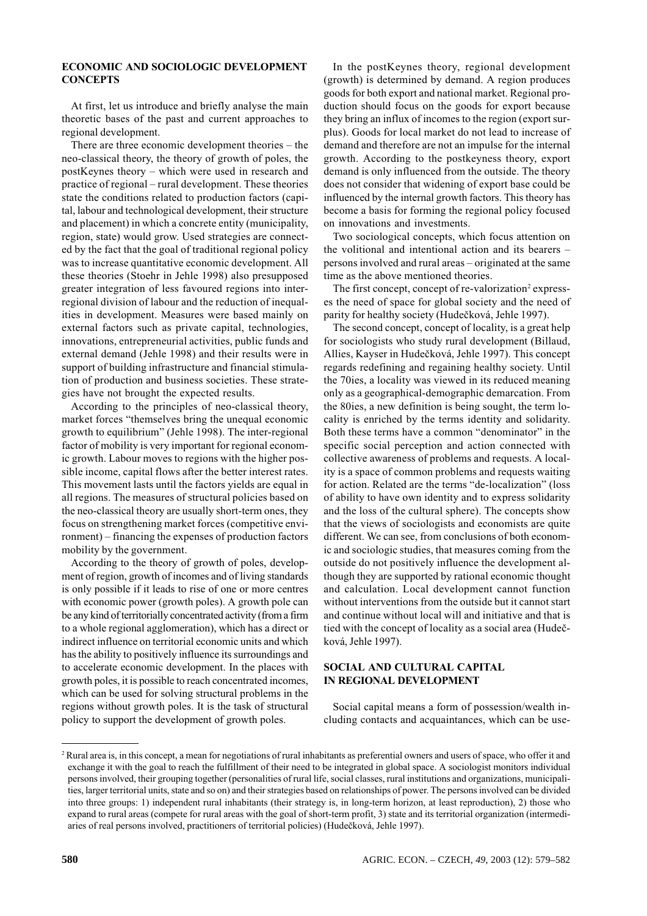## ECONOMIC AND SOCIOLOGIC DEVELOPMENT CONCEPTS

At first, let us introduce and briefly analyse the main theoretic bases of the past and current approaches to regional development.

There are three economic development theories – the neo-classical theory, the theory of growth of poles, the postKeynes theory – which were used in research and practice of regional – rural development. These theories state the conditions related to production factors (capital, labour and technological development, their structure and placement) in which a concrete entity (municipality, region, state) would grow. Used strategies are connected by the fact that the goal of traditional regional policy was to increase quantitative economic development. All these theories (Stoehr in Jehle 1998) also presupposed greater integration of less favoured regions into interregional division of labour and the reduction of inequalities in development. Measures were based mainly on external factors such as private capital, technologies, innovations, entrepreneurial activities, public funds and external demand (Jehle 1998) and their results were in support of building infrastructure and financial stimulation of production and business societies. These strategies have not brought the expected results.

According to the principles of neo-classical theory, market forces "themselves bring the unequal economic growth to equilibrium" (Jehle 1998). The inter-regional factor of mobility is very important for regional economic growth. Labour moves to regions with the higher possible income, capital flows after the better interest rates. This movement lasts until the factors yields are equal in all regions. The measures of structural policies based on the neo-classical theory are usually short-term ones, they focus on strengthening market forces (competitive environment) – financing the expenses of production factors mobility by the government.

According to the theory of growth of poles, development of region, growth of incomes and of living standards is only possible if it leads to rise of one or more centres with economic power (growth poles). A growth pole can be any kind of territorially concentrated activity (from a firm to a whole regional agglomeration), which has a direct or indirect influence on territorial economic units and which has the ability to positively influence its surroundings and to accelerate economic development. In the places with growth poles, it is possible to reach concentrated incomes, which can be used for solving structural problems in the regions without growth poles. It is the task of structural policy to support the development of growth poles.

In the postKeynes theory, regional development (growth) is determined by demand. A region produces goods for both export and national market. Regional production should focus on the goods for export because they bring an influx of incomes to the region (export surplus). Goods for local market do not lead to increase of demand and therefore are not an impulse for the internal growth. According to the postkeyness theory, export demand is only influenced from the outside. The theory does not consider that widening of export base could be influenced by the internal growth factors. This theory has become a basis for forming the regional policy focused on innovations and investments.

Two sociological concepts, which focus attention on the volitional and intentional action and its bearers – persons involved and rural areas – originated at the same time as the above mentioned theories.

The first concept, concept of re-valorization[2] expresses the need of space for global society and the need of parity for healthy society (Hudečková, Jehle 1997).

The second concept, concept of locality, is a great help for sociologists who study rural development (Billaud, Allies, Kayser in Hudečková, Jehle 1997). This concept regards redefining and regaining healthy society. Until the 70ies, a locality was viewed in its reduced meaning only as a geographical-demographic demarcation. From the 80ies, a new definition is being sought, the term locality is enriched by the terms identity and solidarity. Both these terms have a common "denominator" in the specific social perception and action connected with collective awareness of problems and requests. A locality is a space of common problems and requests waiting for action. Related are the terms "de-localization" (loss of ability to have own identity and to express solidarity and the loss of the cultural sphere). The concepts show that the views of sociologists and economists are quite different. We can see, from conclusions of both economic and sociologic studies, that measures coming from the outside do not positively influence the development although they are supported by rational economic thought and calculation. Local development cannot function without interventions from the outside but it cannot start and continue without local will and initiative and that is tied with the concept of locality as a social area (Hudečková, Jehle 1997).

## SOCIAL AND CULTURAL CAPITAL IN REGIONAL DEVELOPMENT

Social capital means a form of possession/wealth including contacts and acquaintances, which can be use-

---

[2] Rural area is, in this concept, a mean for negotiations of rural inhabitants as preferential owners and users of space, who offer it and exchange it with the goal to reach the fulfillment of their need to be integrated in global space. A sociologist monitors individual persons involved, their grouping together (personalities of rural life, social classes, rural institutions and organizations, municipalities, larger territorial units, state and so on) and their strategies based on relationships of power. The persons involved can be divided into three groups: 1) independent rural inhabitants (their strategy is, in long-term horizon, at least reproduction), 2) those who expand to rural areas (compete for rural areas with the goal of short-term profit, 3) state and its territorial organization (intermediaries of real persons involved, practitioners of territorial policies) (Hudečková, Jehle 1997).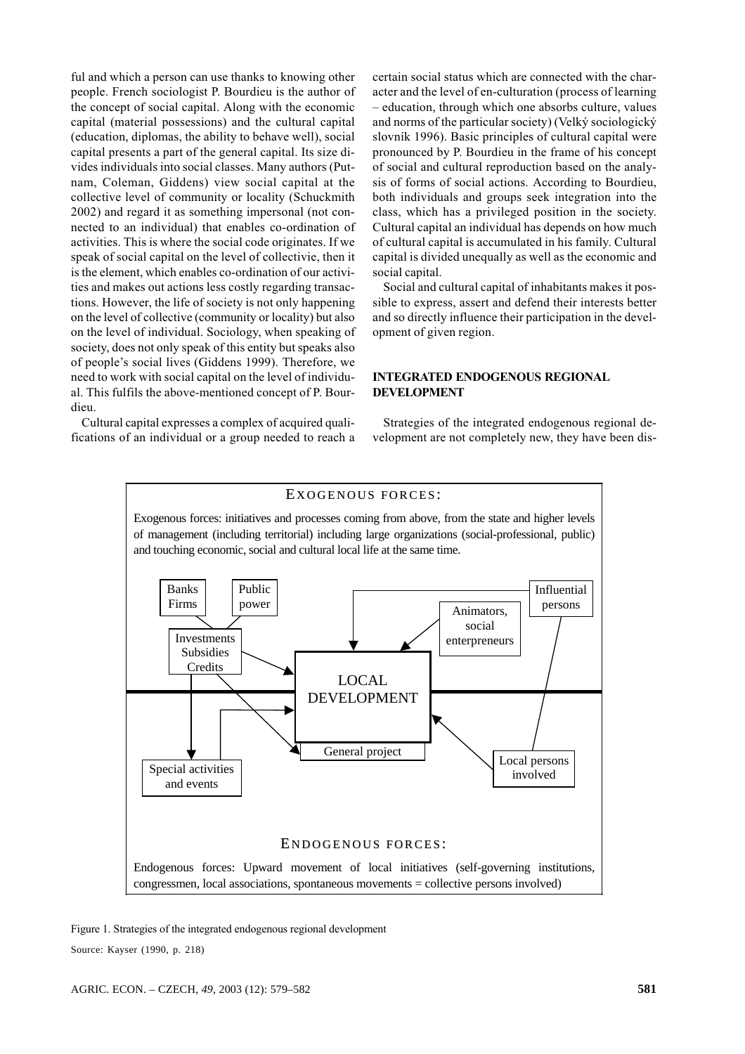ful and which a person can use thanks to knowing other people. French sociologist P. Bourdieu is the author of the concept of social capital. Along with the economic capital (material possessions) and the cultural capital (education, diplomas, the ability to behave well), social capital presents a part of the general capital. Its size divides individuals into social classes. Many authors (Putnam, Coleman, Giddens) view social capital at the collective level of community or locality (Schuckmith 2002) and regard it as something impersonal (not connected to an individual) that enables co-ordination of activities. This is where the social code originates. If we speak of social capital on the level of collectivie, then it is the element, which enables co-ordination of our activities and makes out actions less costly regarding transactions. However, the life of society is not only happening on the level of collective (community or locality) but also on the level of individual. Sociology, when speaking of society, does not only speak of this entity but speaks also of people's social lives (Giddens 1999). Therefore, we need to work with social capital on the level of individual. This fulfils the above-mentioned concept of P. Bourdieu.

Cultural capital expresses a complex of acquired qualifications of an individual or a group needed to reach a certain social status which are connected with the character and the level of en-culturation (process of learning – education, through which one absorbs culture, values and norms of the particular society) (Velký sociologický slovník 1996). Basic principles of cultural capital were pronounced by P. Bourdieu in the frame of his concept of social and cultural reproduction based on the analysis of forms of social actions. According to Bourdieu, both individuals and groups seek integration into the class, which has a privileged position in the society. Cultural capital an individual has depends on how much of cultural capital is accumulated in his family. Cultural capital is divided unequally as well as the economic and social capital.

Social and cultural capital of inhabitants makes it possible to express, assert and defend their interests better and so directly influence their participation in the development of given region.

## INTEGRATED ENDOGENOUS REGIONAL DEVELOPMENT

Strategies of the integrated endogenous regional development are not completely new, they have been dis-

EXOGENOUS FORCES:

Exogenous forces: initiatives and processes coming from above, from the state and higher levels of management (including territorial) including large organizations (social-professional, public) and touching economic, social and cultural local life at the same time.

Banks Firms

Public power

Investments Subsidies Credits

Influential persons

Animators, social enterpreneurs

LOCAL DEVELOPMENT

General project

Special activities and events

Local persons involved

ENDOGENOUS FORCES:

Endogenous forces: Upward movement of local initiatives (self-governing institutions, congressmen, local associations, spontaneous movements = collective persons involved)

Figure 1. Strategies of the integrated endogenous regional development

Source: Kayser (1990, p. 218)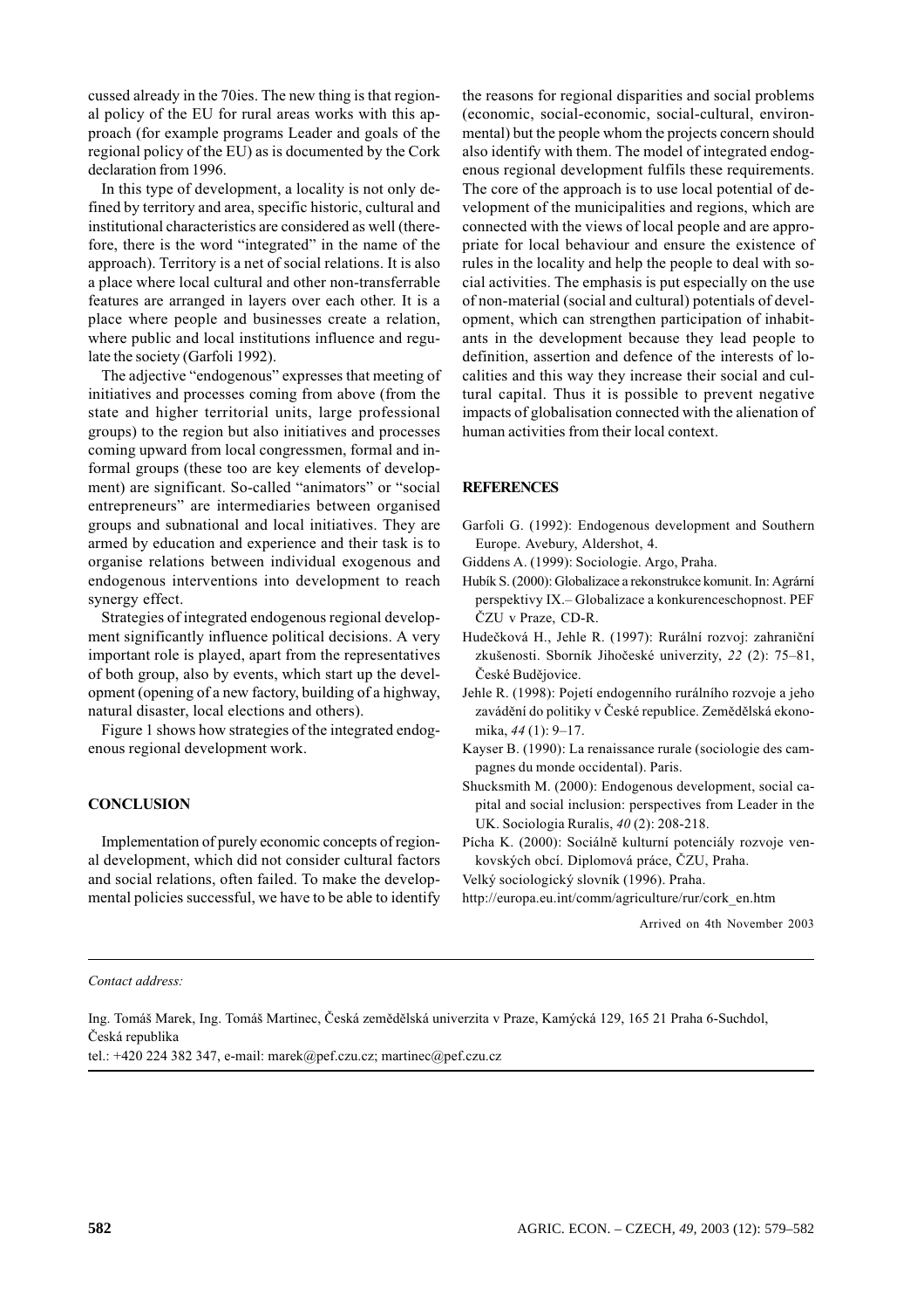cussed already in the 70ies. The new thing is that regional policy of the EU for rural areas works with this approach (for example programs Leader and goals of the regional policy of the EU) as is documented by the Cork declaration from 1996.

In this type of development, a locality is not only defined by territory and area, specific historic, cultural and institutional characteristics are considered as well (therefore, there is the word "integrated" in the name of the approach). Territory is a net of social relations. It is also a place where local cultural and other non-transferrable features are arranged in layers over each other. It is a place where people and businesses create a relation, where public and local institutions influence and regulate the society (Garfoli 1992).

The adjective "endogenous" expresses that meeting of initiatives and processes coming from above (from the state and higher territorial units, large professional groups) to the region but also initiatives and processes coming upward from local congressmen, formal and informal groups (these too are key elements of development) are significant. So-called "animators" or "social entrepreneurs" are intermediaries between organised groups and subnational and local initiatives. They are armed by education and experience and their task is to organise relations between individual exogenous and endogenous interventions into development to reach synergy effect.

Strategies of integrated endogenous regional development significantly influence political decisions. A very important role is played, apart from the representatives of both group, also by events, which start up the development (opening of a new factory, building of a highway, natural disaster, local elections and others).

Figure 1 shows how strategies of the integrated endogenous regional development work.

## CONCLUSION

Implementation of purely economic concepts of regional development, which did not consider cultural factors and social relations, often failed. To make the developmental policies successful, we have to be able to identify the reasons for regional disparities and social problems (economic, social-economic, social-cultural, environmental) but the people whom the projects concern should also identify with them. The model of integrated endogenous regional development fulfils these requirements. The core of the approach is to use local potential of development of the municipalities and regions, which are connected with the views of local people and are appropriate for local behaviour and ensure the existence of rules in the locality and help the people to deal with social activities. The emphasis is put especially on the use of non-material (social and cultural) potentials of development, which can strengthen participation of inhabitants in the development because they lead people to definition, assertion and defence of the interests of localities and this way they increase their social and cultural capital. Thus it is possible to prevent negative impacts of globalisation connected with the alienation of human activities from their local context.

## REFERENCES

Garfoli G. (1992): Endogenous development and Southern Europe. Avebury, Aldershot, 4.

Giddens A. (1999): Sociologie. Argo, Praha.

Hubík S. (2000): Globalizace a rekonstrukce komunit. In: Agrární perspektivy IX.– Globalizace a konkurenceschopnost. PEF ČZU v Praze, CD-R.

Hudečková H., Jehle R. (1997): Rurální rozvoj: zahraniční zkušenosti. Sborník Jihočeské univerzity, *22* (2): 75–81, České Budějovice.

Jehle R. (1998): Pojetí endogenního rurálního rozvoje a jeho zavádění do politiky v České republice. Zemědělská ekonomika, *44* (1): 9–17.

Kayser B. (1990): La renaissance rurale (sociologie des campagnes du monde occidental). Paris.

Shucksmith M. (2000): Endogenous development, social capital and social inclusion: perspectives from Leader in the UK. Sociologia Ruralis, *40* (2): 208-218.

Pícha K. (2000): Sociálně kulturní potenciály rozvoje venkovských obcí. Diplomová práce, ČZU, Praha.

Velký sociologický slovník (1996). Praha.

http://europa.eu.int/comm/agriculture/rur/cork_en.htm

Arrived on 4th November 2003

*Contact address:*

Ing. Tomáš Marek, Ing. Tomáš Martinec, Česká zemědělská univerzita v Praze, Kamýcká 129, 165 21 Praha 6-Suchdol, Česká republika

tel.: +420 224 382 347, e-mail: marek@pef.czu.cz; martinec@pef.czu.cz